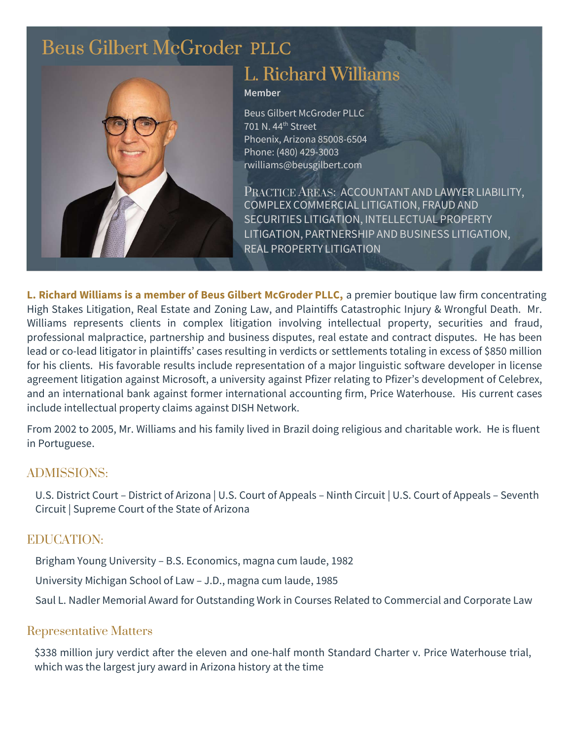# Beus Gilbert McGroder PLLC

## L. Richard Williams

**Member**

Beus Gilbert McGroder PLLC
701 N. 44th Street
Phoenix, Arizona 85008-6504
Phone: (480) 429-3003
rwilliams@beusgilbert.com

PRACTICE AREAS: ACCOUNTANT AND LAWYER LIABILITY, COMPLEX COMMERCIAL LITIGATION, FRAUD AND SECURITIES LITIGATION, INTELLECTUAL PROPERTY LITIGATION, PARTNERSHIP AND BUSINESS LITIGATION, REAL PROPERTY LITIGATION

**L. Richard Williams is a member of Beus Gilbert McGroder PLLC,** a premier boutique law firm concentrating High Stakes Litigation, Real Estate and Zoning Law, and Plaintiffs Catastrophic Injury & Wrongful Death. Mr. Williams represents clients in complex litigation involving intellectual property, securities and fraud, professional malpractice, partnership and business disputes, real estate and contract disputes. He has been lead or co-lead litigator in plaintiffs' cases resulting in verdicts or settlements totaling in excess of $850 million for his clients. His favorable results include representation of a major linguistic software developer in license agreement litigation against Microsoft, a university against Pfizer relating to Pfizer's development of Celebrex, and an international bank against former international accounting firm, Price Waterhouse. His current cases include intellectual property claims against DISH Network.

From 2002 to 2005, Mr. Williams and his family lived in Brazil doing religious and charitable work. He is fluent in Portuguese.

## ADMISSIONS:

U.S. District Court – District of Arizona | U.S. Court of Appeals – Ninth Circuit | U.S. Court of Appeals – Seventh Circuit | Supreme Court of the State of Arizona

## EDUCATION:

Brigham Young University – B.S. Economics, magna cum laude, 1982

University Michigan School of Law – J.D., magna cum laude, 1985

Saul L. Nadler Memorial Award for Outstanding Work in Courses Related to Commercial and Corporate Law

## Representative Matters

$338 million jury verdict after the eleven and one-half month Standard Charter v. Price Waterhouse trial, which was the largest jury award in Arizona history at the time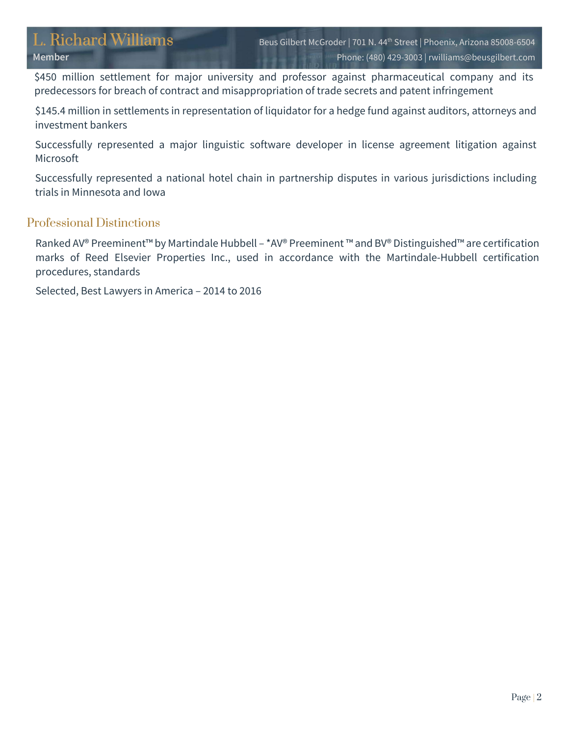$450 million settlement for major university and professor against pharmaceutical company and its predecessors for breach of contract and misappropriation of trade secrets and patent infringement

$145.4 million in settlements in representation of liquidator for a hedge fund against auditors, attorneys and investment bankers

Successfully represented a major linguistic software developer in license agreement litigation against Microsoft

Successfully represented a national hotel chain in partnership disputes in various jurisdictions including trials in Minnesota and Iowa

## Professional Distinctions

Ranked AV® Preeminent™ by Martindale Hubbell – *AV® Preeminent ™ and BV® Distinguished™ are certification marks of Reed Elsevier Properties Inc., used in accordance with the Martindale-Hubbell certification procedures, standards

Selected, Best Lawyers in America – 2014 to 2016